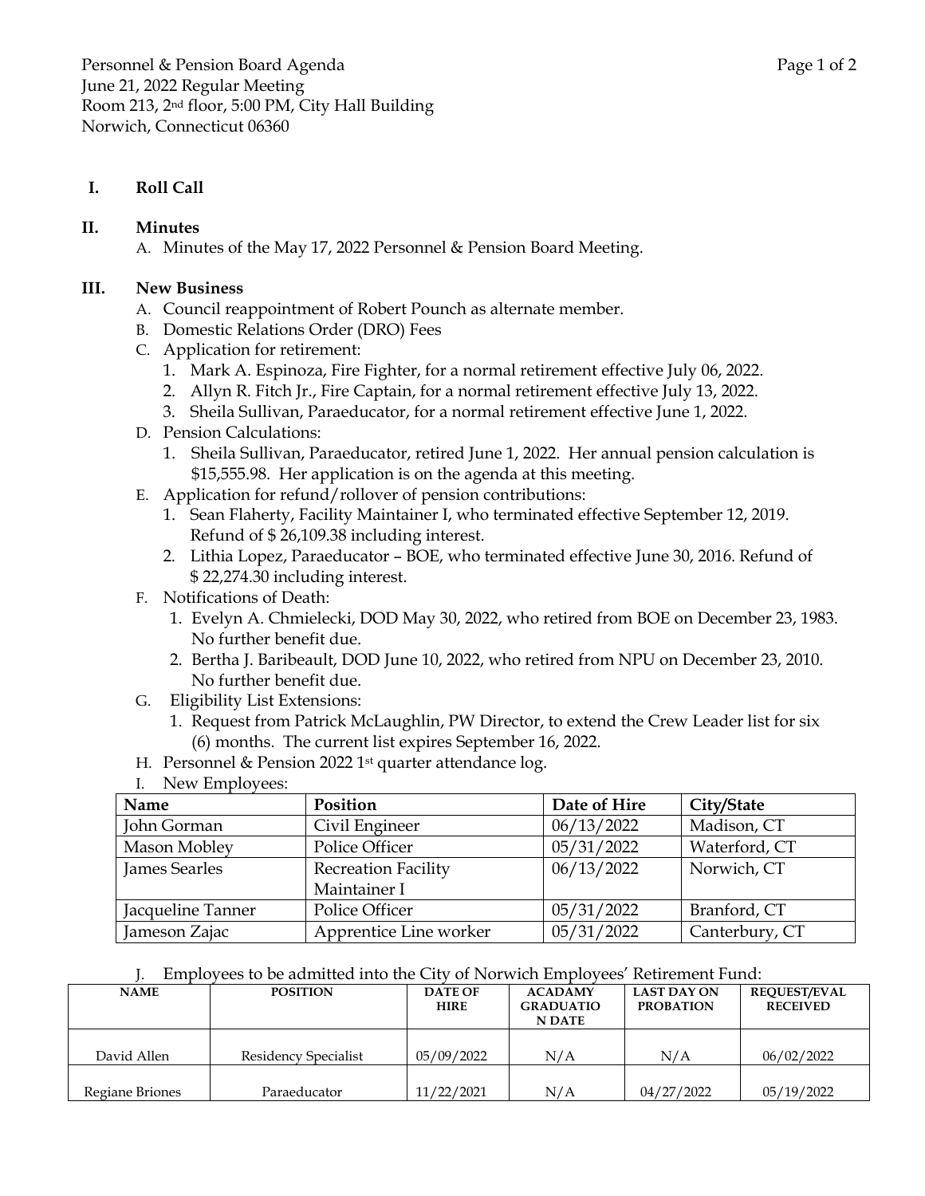Personnel & Pension Board Agenda
June 21, 2022 Regular Meeting
Room 213, 2nd floor, 5:00 PM, City Hall Building
Norwich, Connecticut 06360

**I. Roll Call**

**II. Minutes**

A. Minutes of the May 17, 2022 Personnel & Pension Board Meeting.

**III. New Business**

A. Council reappointment of Robert Pounch as alternate member.

B. Domestic Relations Order (DRO) Fees

C. Application for retirement:
   1. Mark A. Espinoza, Fire Fighter, for a normal retirement effective July 06, 2022.
   2. Allyn R. Fitch Jr., Fire Captain, for a normal retirement effective July 13, 2022.
   3. Sheila Sullivan, Paraeducator, for a normal retirement effective June 1, 2022.

D. Pension Calculations:
   1. Sheila Sullivan, Paraeducator, retired June 1, 2022. Her annual pension calculation is $15,555.98. Her application is on the agenda at this meeting.

E. Application for refund/rollover of pension contributions:
   1. Sean Flaherty, Facility Maintainer I, who terminated effective September 12, 2019. Refund of $ 26,109.38 including interest.
   2. Lithia Lopez, Paraeducator – BOE, who terminated effective June 30, 2016. Refund of $ 22,274.30 including interest.

F. Notifications of Death:
   1. Evelyn A. Chmielecki, DOD May 30, 2022, who retired from BOE on December 23, 1983. No further benefit due.
   2. Bertha J. Baribeault, DOD June 10, 2022, who retired from NPU on December 23, 2010. No further benefit due.

G. Eligibility List Extensions:
   1. Request from Patrick McLaughlin, PW Director, to extend the Crew Leader list for six (6) months. The current list expires September 16, 2022.

H. Personnel & Pension 2022 1st quarter attendance log.

I. New Employees:

| Name | Position | Date of Hire | City/State |
|---|---|---|---|
| John Gorman | Civil Engineer | 06/13/2022 | Madison, CT |
| Mason Mobley | Police Officer | 05/31/2022 | Waterford, CT |
| James Searles | Recreation Facility Maintainer I | 06/13/2022 | Norwich, CT |
| Jacqueline Tanner | Police Officer | 05/31/2022 | Branford, CT |
| Jameson Zajac | Apprentice Line worker | 05/31/2022 | Canterbury, CT |

J. Employees to be admitted into the City of Norwich Employees' Retirement Fund:

| NAME | POSITION | DATE OF HIRE | ACADAMY GRADUATION DATE | LAST DAY ON PROBATION | REQUEST/EVAL RECEIVED |
|---|---|---|---|---|---|
| David Allen | Residency Specialist | 05/09/2022 | N/A | N/A | 06/02/2022 |
| Regiane Briones | Paraeducator | 11/22/2021 | N/A | 04/27/2022 | 05/19/2022 |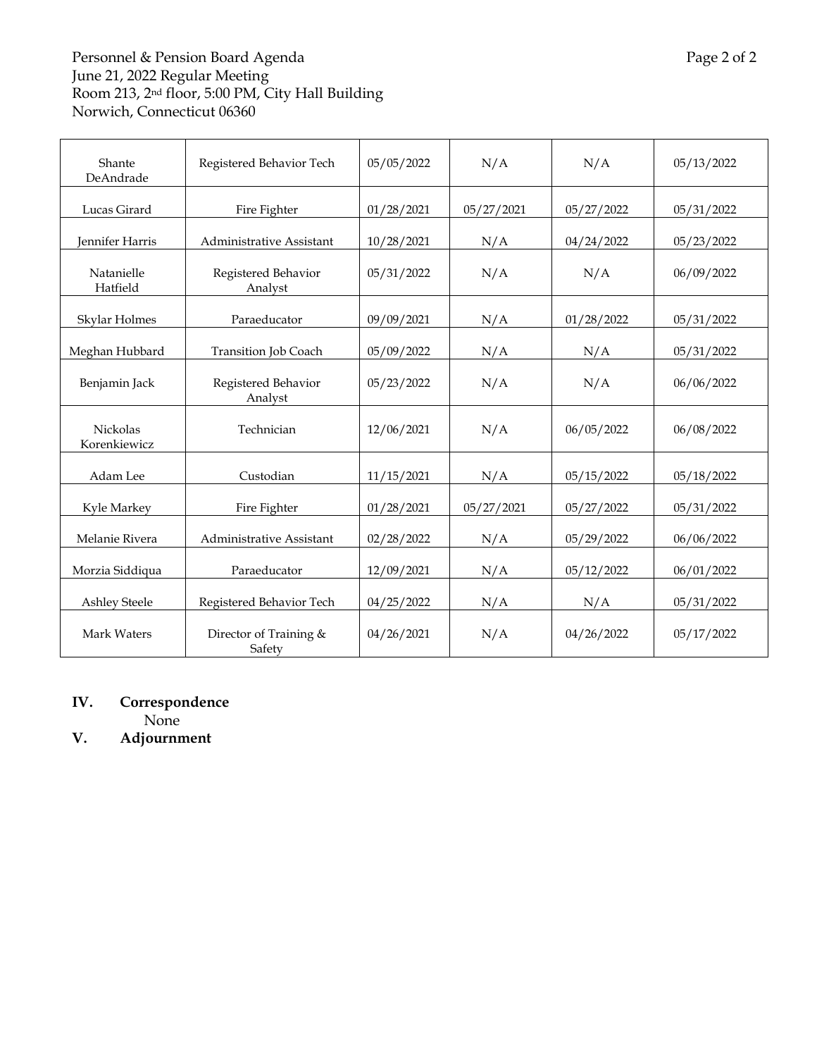| | | | | | |
|---|---|---|---|---|---|
| Shante DeAndrade | Registered Behavior Tech | 05/05/2022 | N/A | N/A | 05/13/2022 |
| Lucas Girard | Fire Fighter | 01/28/2021 | 05/27/2021 | 05/27/2022 | 05/31/2022 |
| Jennifer Harris | Administrative Assistant | 10/28/2021 | N/A | 04/24/2022 | 05/23/2022 |
| Natanielle Hatfield | Registered Behavior Analyst | 05/31/2022 | N/A | N/A | 06/09/2022 |
| Skylar Holmes | Paraeducator | 09/09/2021 | N/A | 01/28/2022 | 05/31/2022 |
| Meghan Hubbard | Transition Job Coach | 05/09/2022 | N/A | N/A | 05/31/2022 |
| Benjamin Jack | Registered Behavior Analyst | 05/23/2022 | N/A | N/A | 06/06/2022 |
| Nickolas Korenkiewicz | Technician | 12/06/2021 | N/A | 06/05/2022 | 06/08/2022 |
| Adam Lee | Custodian | 11/15/2021 | N/A | 05/15/2022 | 05/18/2022 |
| Kyle Markey | Fire Fighter | 01/28/2021 | 05/27/2021 | 05/27/2022 | 05/31/2022 |
| Melanie Rivera | Administrative Assistant | 02/28/2022 | N/A | 05/29/2022 | 06/06/2022 |
| Morzia Siddiqua | Paraeducator | 12/09/2021 | N/A | 05/12/2022 | 06/01/2022 |
| Ashley Steele | Registered Behavior Tech | 04/25/2022 | N/A | N/A | 05/31/2022 |
| Mark Waters | Director of Training & Safety | 04/26/2021 | N/A | 04/26/2022 | 05/17/2022 |

**IV. Correspondence**

None

**V. Adjournment**